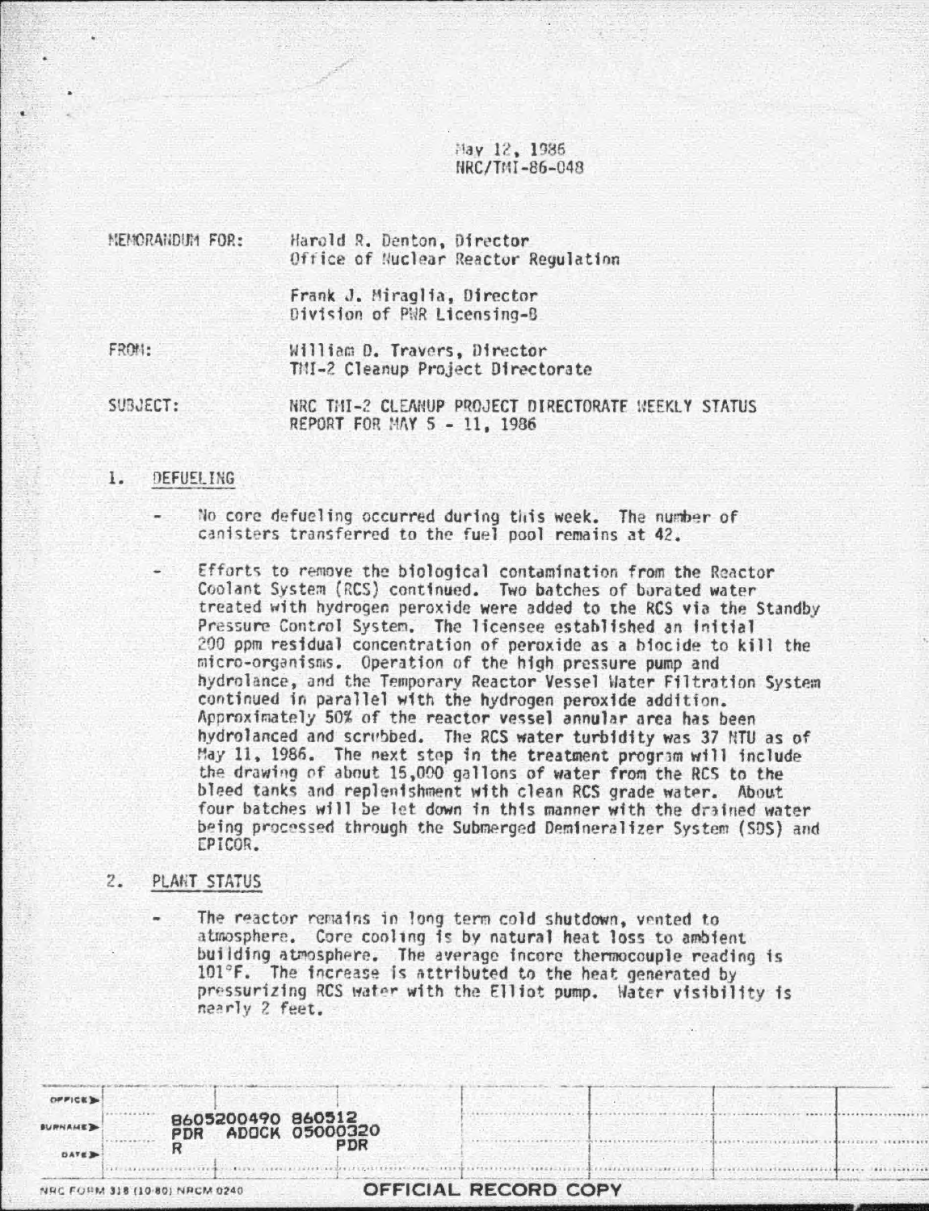May 12, 1986
NRC/TMI-86-048

MEMORANDUM FOR: Harold R. Denton, Director
Office of Nuclear Reactor Regulation

Frank J. Miraglia, Director
Division of PWR Licensing-B

FROM: William D. Travers, Director
TMI-2 Cleanup Project Directorate

SUBJECT: NRC TMI-2 CLEANUP PROJECT DIRECTORATE WEEKLY STATUS REPORT FOR MAY 5 - 11, 1986

1. DEFUELING

- No core defueling occurred during this week. The number of canisters transferred to the fuel pool remains at 42.

- Efforts to remove the biological contamination from the Reactor Coolant System (RCS) continued. Two batches of borated water treated with hydrogen peroxide were added to the RCS via the Standby Pressure Control System. The licensee established an initial 200 ppm residual concentration of peroxide as a biocide to kill the micro-organisms. Operation of the high pressure pump and hydrolance, and the Temporary Reactor Vessel Water Filtration System continued in parallel with the hydrogen peroxide addition. Approximately 50% of the reactor vessel annular area has been hydrolanced and scrubbed. The RCS water turbidity was 37 NTU as of May 11, 1986. The next step in the treatment program will include the drawing of about 15,000 gallons of water from the RCS to the bleed tanks and replenishment with clean RCS grade water. About four batches will be let down in this manner with the drained water being processed through the Submerged Demineralizer System (SDS) and EPICOR.

2. PLANT STATUS

- The reactor remains in long term cold shutdown, vented to atmosphere. Core cooling is by natural heat loss to ambient building atmosphere. The average incore thermocouple reading is 101°F. The increase is attributed to the heat generated by pressurizing RCS water with the Elliot pump. Water visibility is nearly 2 feet.

| OFFICE | | | | | | | |
|---|---|---|---|---|---|---|---|
| SURNAME | 8605200490 860512 PDR ADOCK 05000320 R PDR | | | | | | |
| DATE | | | | | | | |

NRC FORM 318 (10-80) NRCM 0240

OFFICIAL RECORD COPY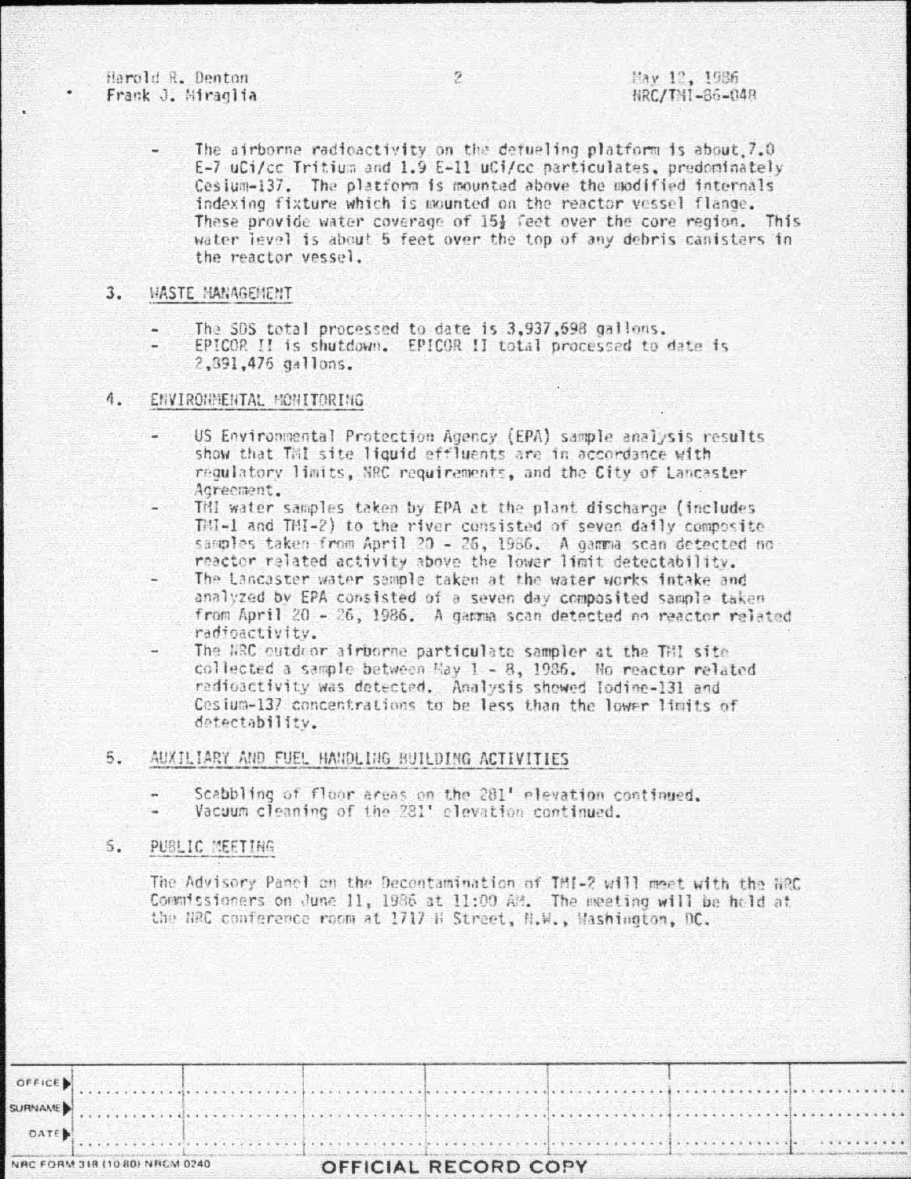- The airborne radioactivity on the defueling platform is about 7.0 E-7 uCi/cc Tritium and 1.9 E-11 uCi/cc particulates, predominately Cesium-137. The platform is mounted above the modified internals indexing fixture which is mounted on the reactor vessel flange. These provide water coverage of 15½ feet over the core region. This water level is about 5 feet over the top of any debris canisters in the reactor vessel.

## 3. WASTE MANAGEMENT

- The SDS total processed to date is 3,937,698 gallons.
- EPICOR II is shutdown. EPICOR II total processed to date is 2,391,476 gallons.

## 4. ENVIRONMENTAL MONITORING

- US Environmental Protection Agency (EPA) sample analysis results show that TMI site liquid effluents are in accordance with regulatory limits, NRC requirements, and the City of Lancaster Agreement.
- TMI water samples taken by EPA at the plant discharge (includes TMI-1 and TMI-2) to the river consisted of seven daily composite samples taken from April 20 - 26, 1986. A gamma scan detected no reactor related activity above the lower limit detectability.
- The Lancaster water sample taken at the water works intake and analyzed by EPA consisted of a seven day composited sample taken from April 20 - 26, 1986. A gamma scan detected no reactor related radioactivity.
- The NRC outdoor airborne particulate sampler at the TMI site collected a sample between May 1 - 8, 1986. No reactor related radioactivity was detected. Analysis showed Iodine-131 and Cesium-137 concentrations to be less than the lower limits of detectability.

## 5. AUXILIARY AND FUEL HANDLING BUILDING ACTIVITIES

- Scabbling of floor areas on the 281' elevation continued.
- Vacuum cleaning of the 281' elevation continued.

## 6. PUBLIC MEETING

The Advisory Panel on the Decontamination of TMI-2 will meet with the NRC Commissioners on June 11, 1986 at 11:00 AM. The meeting will be held at the NRC conference room at 1717 H Street, N.W., Washington, DC.

| OFFICE | | | | | | |
|---|---|---|---|---|---|---|
| SURNAME | | | | | | |
| DATE | | | | | | |

NRC FORM 318 (10 80) NRCM 0240

OFFICIAL RECORD COPY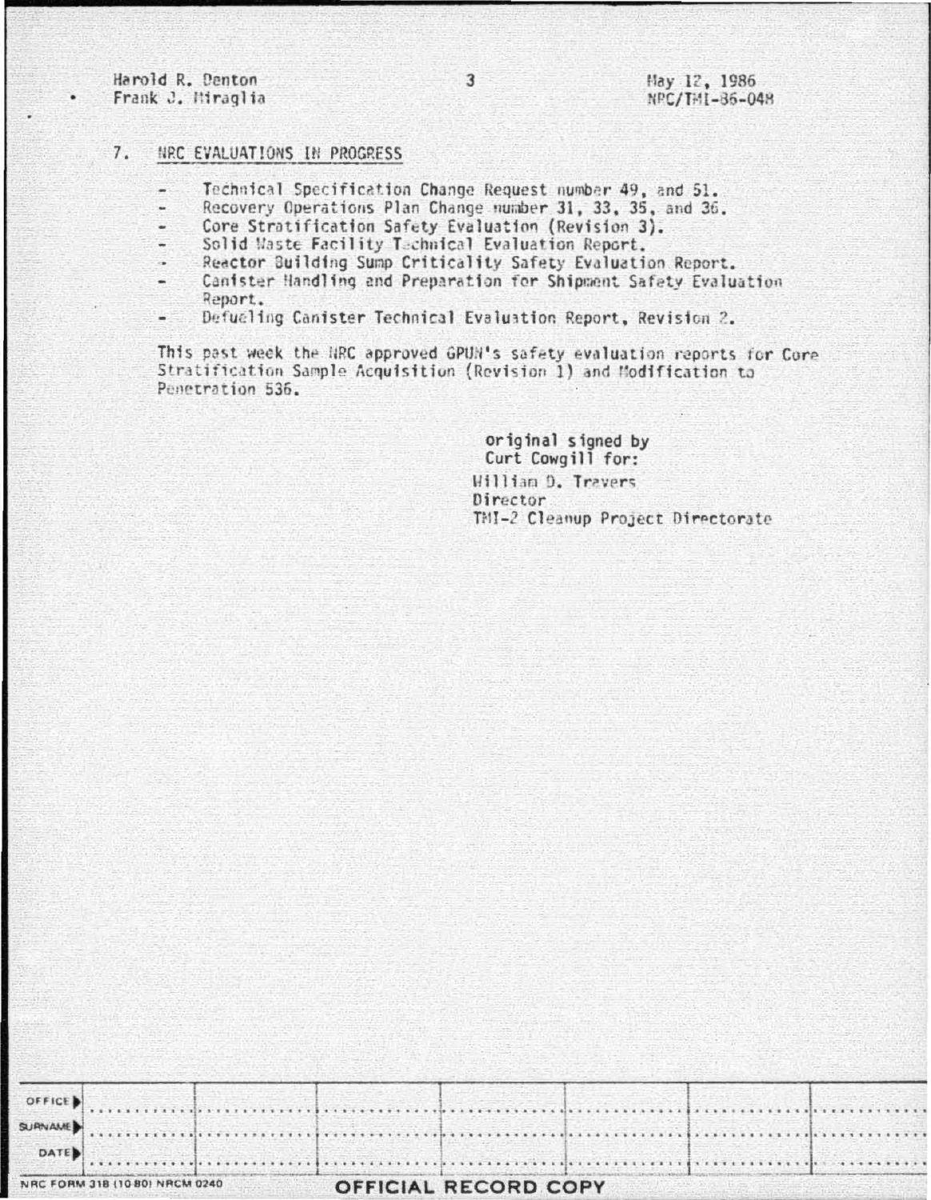## 7. NRC EVALUATIONS IN PROGRESS

- Technical Specification Change Request number 49, and 51.
- Recovery Operations Plan Change number 31, 33, 35, and 36.
- Core Stratification Safety Evaluation (Revision 3).
- Solid Waste Facility Technical Evaluation Report.
- Reactor Building Sump Criticality Safety Evaluation Report.
- Canister Handling and Preparation for Shipment Safety Evaluation Report.
- Defueling Canister Technical Evaluation Report, Revision 2.

This past week the NRC approved GPUN's safety evaluation reports for Core Stratification Sample Acquisition (Revision 1) and Modification to Penetration 536.

original signed by
Curt Cowgill for:

William D. Travers
Director
TMI-2 Cleanup Project Directorate

| OFFICE ▶ | | | | | | |
|---|---|---|---|---|---|---|
| SURNAME ▶ | | | | | | |
| DATE ▶ | | | | | | |

NRC FORM 318 (10 80) NRCM 0240

OFFICIAL RECORD COPY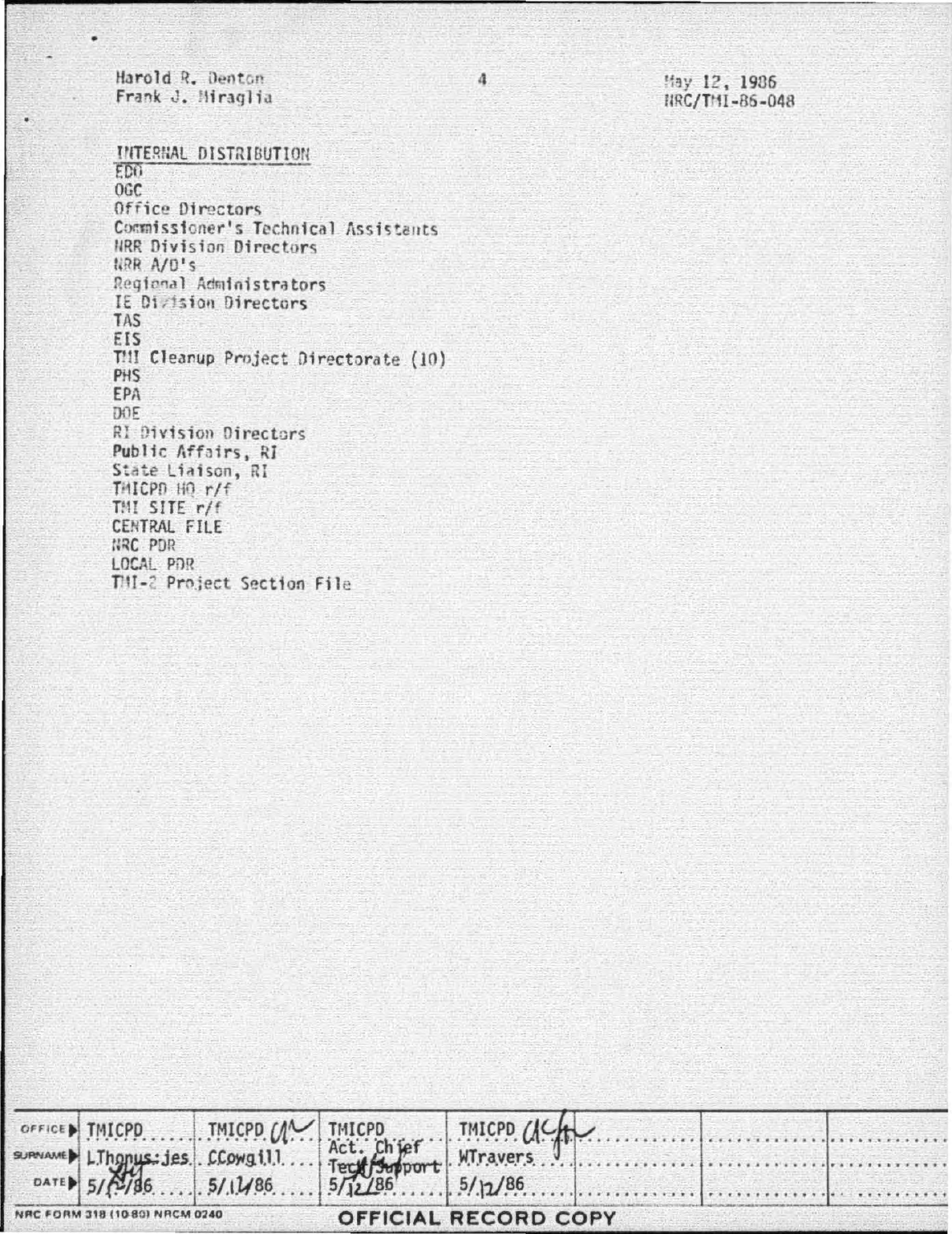Harold R. Denton
Frank J. Miraglia

May 12, 1986
NRC/TMI-86-048

INTERNAL DISTRIBUTION

EDO
OGC
Office Directors
Commissioner's Technical Assistants
NRR Division Directors
NRR A/D's
Regional Administrators
IE Division Directors
TAS
EIS
TMI Cleanup Project Directorate (10)
PHS
EPA
DOE
RI Division Directors
Public Affairs, RI
State Liaison, RI
TMICPD HQ r/f
TMI SITE r/f
CENTRAL FILE
NRC PDR
LOCAL PDR
TMI-2 Project Section File

| | | | | | | |
|---|---|---|---|---|---|---|
| OFFICE | TMICPD | TMICPD | TMICPD Act. Chief Tech Support | TMICPD | | |
| SURNAME | LThonus:jes | CCowgill | | WTravers | | |
| DATE | 5/12/86 | 5/12/86 | 5/12/86 | 5/12/86 | | |

NRC FORM 318 (10-80) NRCM 0240

OFFICIAL RECORD COPY